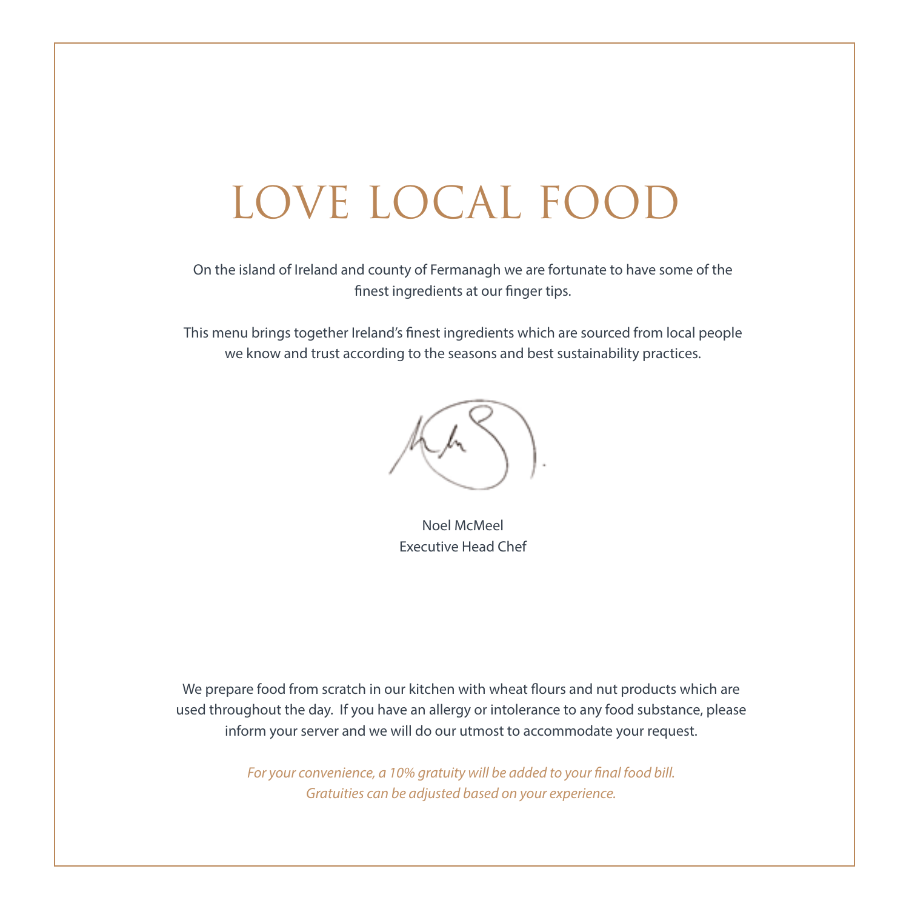# LOVE LOCAL FOOD

On the island of Ireland and county of Fermanagh we are fortunate to have some of the finest ingredients at our finger tips.

This menu brings together Ireland's finest ingredients which are sourced from local people we know and trust according to the seasons and best sustainability practices.

Noel McMeel
Executive Head Chef

We prepare food from scratch in our kitchen with wheat flours and nut products which are used throughout the day. If you have an allergy or intolerance to any food substance, please inform your server and we will do our utmost to accommodate your request.

*For your convenience, a 10% gratuity will be added to your final food bill.*
*Gratuities can be adjusted based on your experience.*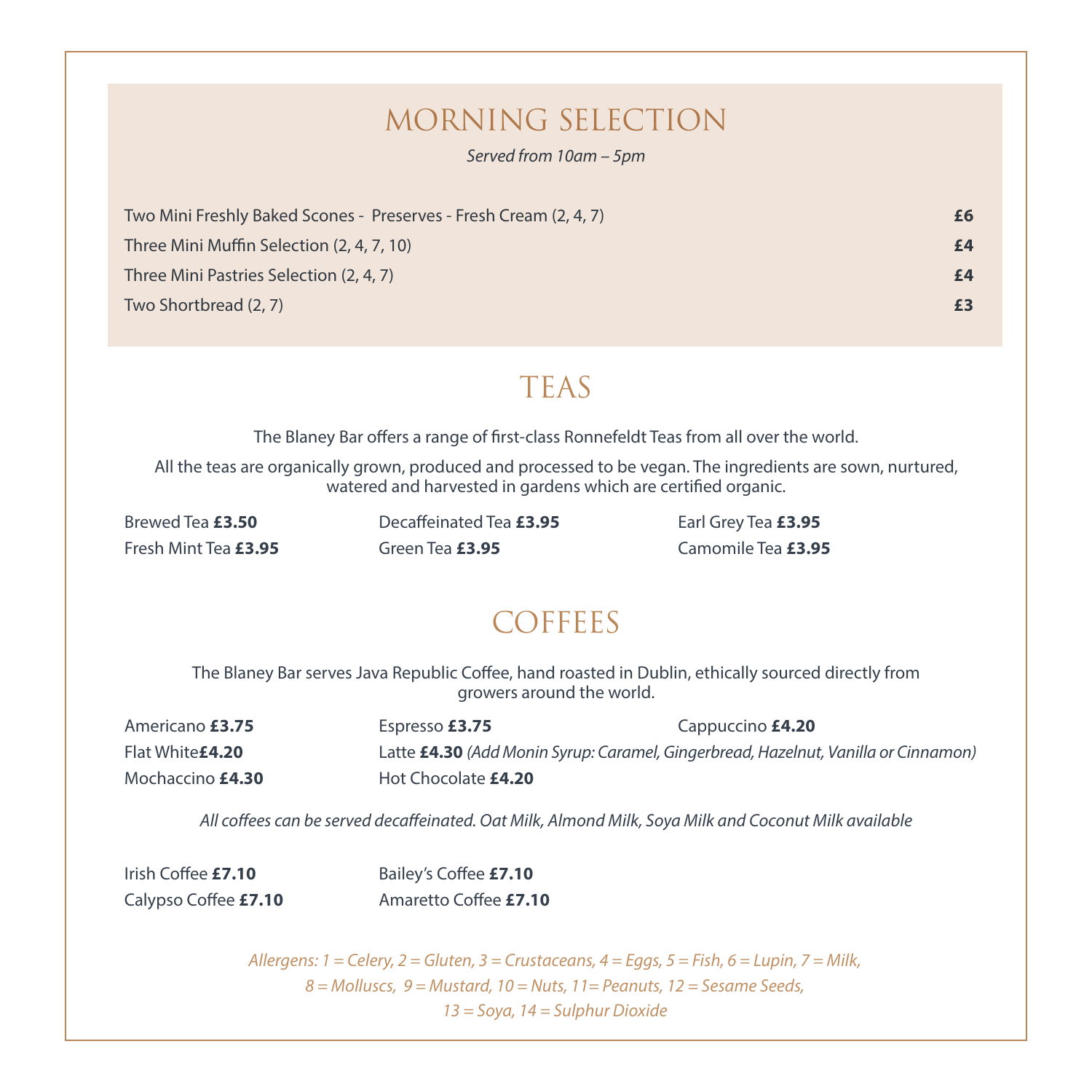# MORNING SELECTION

*Served from 10am – 5pm*

| Item | Price |
|---|---|
| Two Mini Freshly Baked Scones - Preserves - Fresh Cream (2, 4, 7) | **£6** |
| Three Mini Muffin Selection (2, 4, 7, 10) | **£4** |
| Three Mini Pastries Selection (2, 4, 7) | **£4** |
| Two Shortbread (2, 7) | **£3** |

# TEAS

The Blaney Bar offers a range of first-class Ronnefeldt Teas from all over the world.

All the teas are organically grown, produced and processed to be vegan. The ingredients are sown, nurtured, watered and harvested in gardens which are certified organic.

Brewed Tea **£3.50**
Decaffeinated Tea **£3.95**
Earl Grey Tea **£3.95**
Fresh Mint Tea **£3.95**
Green Tea **£3.95**
Camomile Tea **£3.95**

# COFFEES

The Blaney Bar serves Java Republic Coffee, hand roasted in Dublin, ethically sourced directly from growers around the world.

Americano **£3.75**
Espresso **£3.75**
Cappuccino **£4.20**
Flat White**£4.20**
Latte **£4.30** *(Add Monin Syrup: Caramel, Gingerbread, Hazelnut, Vanilla or Cinnamon)*
Mochaccino **£4.30**
Hot Chocolate **£4.20**

*All coffees can be served decaffeinated. Oat Milk, Almond Milk, Soya Milk and Coconut Milk available*

Irish Coffee **£7.10**
Bailey's Coffee **£7.10**
Calypso Coffee **£7.10**
Amaretto Coffee **£7.10**

*Allergens: 1 = Celery, 2 = Gluten, 3 = Crustaceans, 4 = Eggs, 5 = Fish, 6 = Lupin, 7 = Milk, 8 = Molluscs, 9 = Mustard, 10 = Nuts, 11= Peanuts, 12 = Sesame Seeds, 13 = Soya, 14 = Sulphur Dioxide*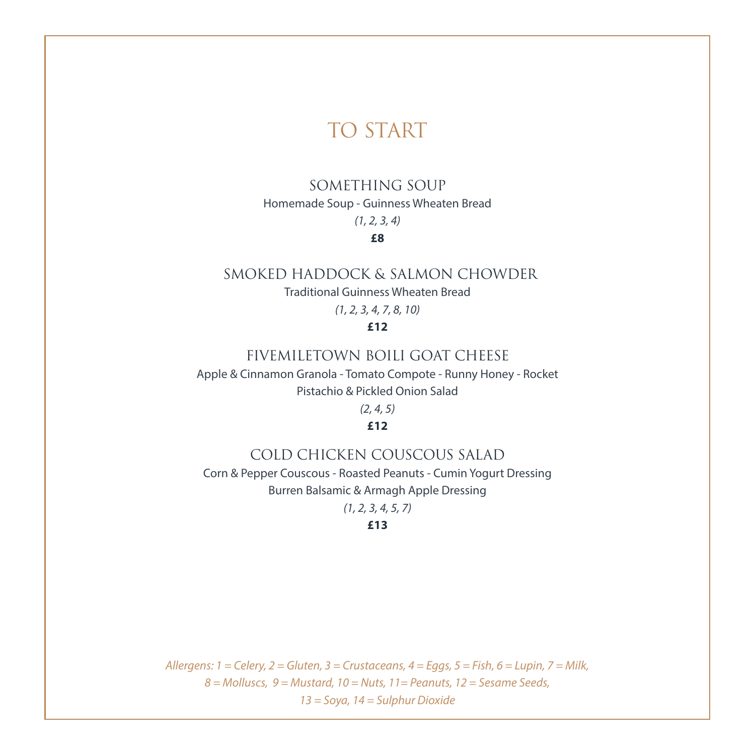# TO START

## SOMETHING SOUP

Homemade Soup - Guinness Wheaten Bread

*(1, 2, 3, 4)*

**£8**

## SMOKED HADDOCK & SALMON CHOWDER

Traditional Guinness Wheaten Bread

*(1, 2, 3, 4, 7, 8, 10)*

**£12**

## FIVEMILETOWN BOILI GOAT CHEESE

Apple & Cinnamon Granola - Tomato Compote - Runny Honey - Rocket
Pistachio & Pickled Onion Salad

*(2, 4, 5)*

**£12**

## COLD CHICKEN COUSCOUS SALAD

Corn & Pepper Couscous - Roasted Peanuts - Cumin Yogurt Dressing
Burren Balsamic & Armagh Apple Dressing

*(1, 2, 3, 4, 5, 7)*

**£13**

*Allergens: 1 = Celery, 2 = Gluten, 3 = Crustaceans, 4 = Eggs, 5 = Fish, 6 = Lupin, 7 = Milk, 8 = Molluscs, 9 = Mustard, 10 = Nuts, 11= Peanuts, 12 = Sesame Seeds, 13 = Soya, 14 = Sulphur Dioxide*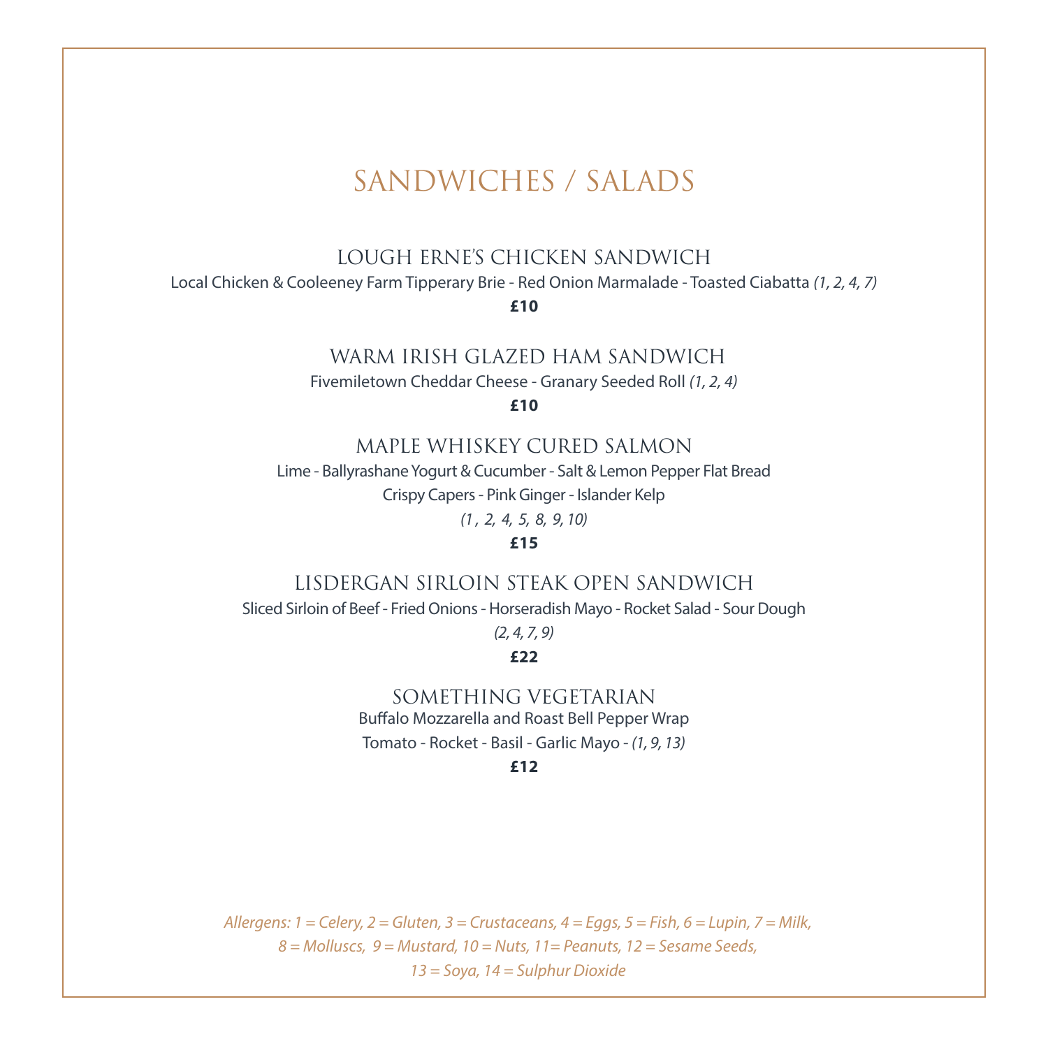# SANDWICHES / SALADS

## LOUGH ERNE'S CHICKEN SANDWICH

Local Chicken & Cooleeney Farm Tipperary Brie - Red Onion Marmalade - Toasted Ciabatta *(1, 2, 4, 7)*

**£10**

## WARM IRISH GLAZED HAM SANDWICH

Fivemiletown Cheddar Cheese - Granary Seeded Roll *(1, 2, 4)*

**£10**

## MAPLE WHISKEY CURED SALMON

Lime - Ballyrashane Yogurt & Cucumber - Salt & Lemon Pepper Flat Bread

Crispy Capers - Pink Ginger - Islander Kelp

*(1 , 2, 4, 5, 8, 9, 10)*

**£15**

## LISDERGAN SIRLOIN STEAK OPEN SANDWICH

Sliced Sirloin of Beef - Fried Onions - Horseradish Mayo - Rocket Salad - Sour Dough

*(2, 4, 7, 9)*

**£22**

## SOMETHING VEGETARIAN

Buffalo Mozzarella and Roast Bell Pepper Wrap

Tomato - Rocket - Basil - Garlic Mayo - *(1, 9, 13)*

**£12**

*Allergens: 1 = Celery, 2 = Gluten, 3 = Crustaceans, 4 = Eggs, 5 = Fish, 6 = Lupin, 7 = Milk, 8 = Molluscs, 9 = Mustard, 10 = Nuts, 11= Peanuts, 12 = Sesame Seeds, 13 = Soya, 14 = Sulphur Dioxide*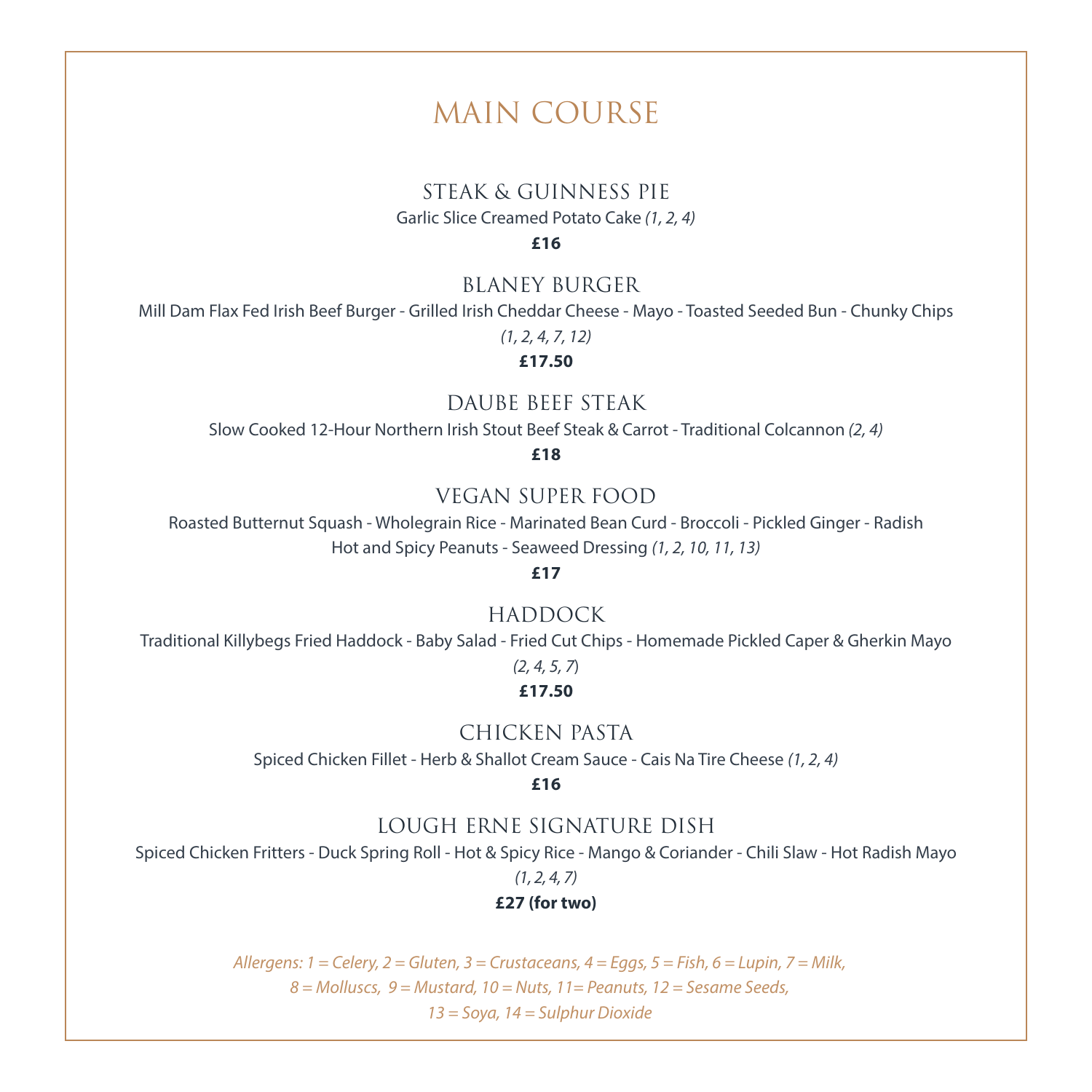# MAIN COURSE

## STEAK & GUINNESS PIE

Garlic Slice Creamed Potato Cake *(1, 2, 4)*

**£16**

## BLANEY BURGER

Mill Dam Flax Fed Irish Beef Burger - Grilled Irish Cheddar Cheese - Mayo - Toasted Seeded Bun - Chunky Chips

*(1, 2, 4, 7, 12)*

**£17.50**

## DAUBE BEEF STEAK

Slow Cooked 12-Hour Northern Irish Stout Beef Steak & Carrot - Traditional Colcannon *(2, 4)*

**£18**

## VEGAN SUPER FOOD

Roasted Butternut Squash - Wholegrain Rice - Marinated Bean Curd - Broccoli - Pickled Ginger - Radish
Hot and Spicy Peanuts - Seaweed Dressing *(1, 2, 10, 11, 13)*

**£17**

## HADDOCK

Traditional Killybegs Fried Haddock - Baby Salad - Fried Cut Chips - Homemade Pickled Caper & Gherkin Mayo

*(2, 4, 5, 7)*

**£17.50**

## CHICKEN PASTA

Spiced Chicken Fillet - Herb & Shallot Cream Sauce - Cais Na Tire Cheese *(1, 2, 4)*

**£16**

## LOUGH ERNE SIGNATURE DISH

Spiced Chicken Fritters - Duck Spring Roll - Hot & Spicy Rice - Mango & Coriander - Chili Slaw - Hot Radish Mayo

*(1, 2, 4, 7)*

**£27 (for two)**

*Allergens: 1 = Celery, 2 = Gluten, 3 = Crustaceans, 4 = Eggs, 5 = Fish, 6 = Lupin, 7 = Milk,
8 = Molluscs, 9 = Mustard, 10 = Nuts, 11= Peanuts, 12 = Sesame Seeds,
13 = Soya, 14 = Sulphur Dioxide*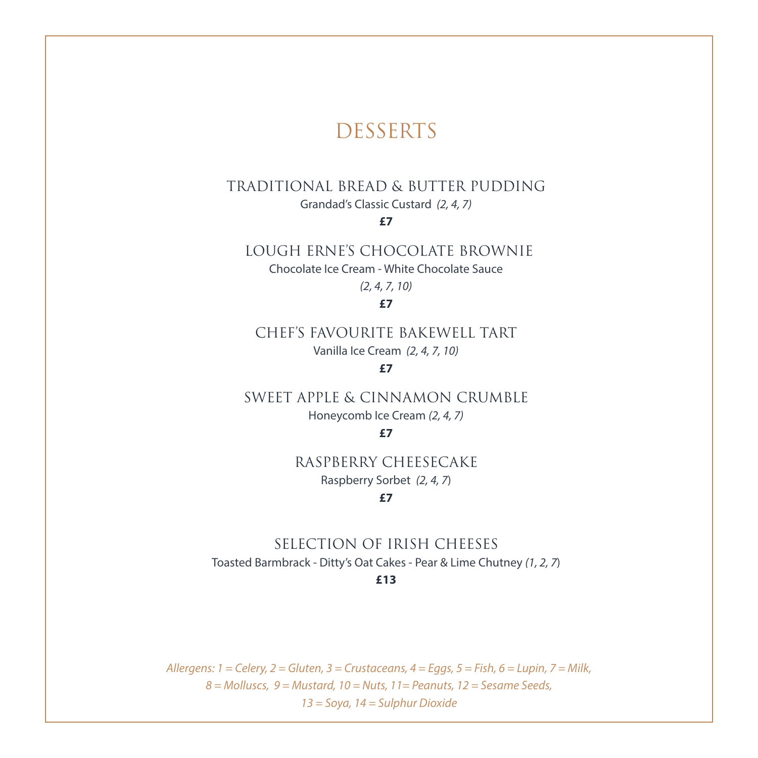# DESSERTS

## TRADITIONAL BREAD & BUTTER PUDDING

Grandad's Classic Custard *(2, 4, 7)*

**£7**

## LOUGH ERNE'S CHOCOLATE BROWNIE

Chocolate Ice Cream - White Chocolate Sauce

*(2, 4, 7, 10)*

**£7**

## CHEF'S FAVOURITE BAKEWELL TART

Vanilla Ice Cream *(2, 4, 7, 10)*

**£7**

## SWEET APPLE & CINNAMON CRUMBLE

Honeycomb Ice Cream *(2, 4, 7)*

**£7**

## RASPBERRY CHEESECAKE

Raspberry Sorbet *(2, 4, 7)*

**£7**

## SELECTION OF IRISH CHEESES

Toasted Barmbrack - Ditty's Oat Cakes - Pear & Lime Chutney *(1, 2, 7)*

**£13**

*Allergens: 1 = Celery, 2 = Gluten, 3 = Crustaceans, 4 = Eggs, 5 = Fish, 6 = Lupin, 7 = Milk, 8 = Molluscs, 9 = Mustard, 10 = Nuts, 11= Peanuts, 12 = Sesame Seeds, 13 = Soya, 14 = Sulphur Dioxide*